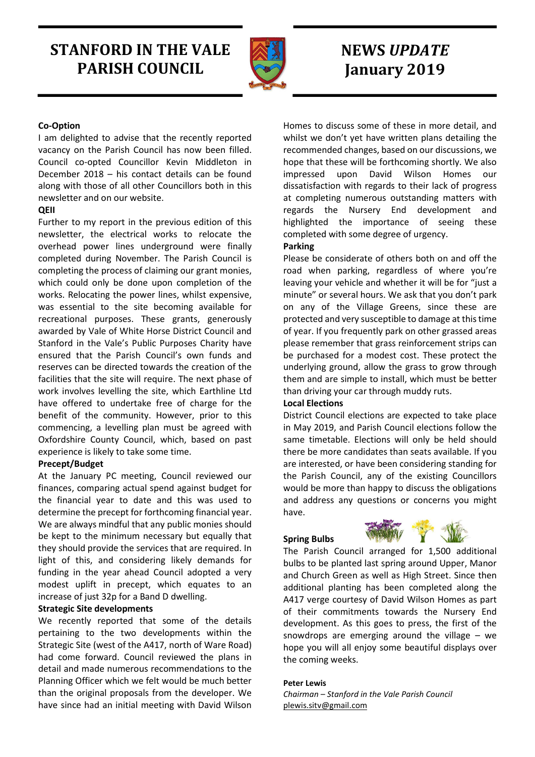# STANFORD IN THE VALE PARISH COUNCIL

# NEWS *UPDATE* January 2019

**Co-Option**

I am delighted to advise that the recently reported vacancy on the Parish Council has now been filled. Council co-opted Councillor Kevin Middleton in December 2018 – his contact details can be found along with those of all other Councillors both in this newsletter and on our website.

**QEII**

Further to my report in the previous edition of this newsletter, the electrical works to relocate the overhead power lines underground were finally completed during November. The Parish Council is completing the process of claiming our grant monies, which could only be done upon completion of the works. Relocating the power lines, whilst expensive, was essential to the site becoming available for recreational purposes. These grants, generously awarded by Vale of White Horse District Council and Stanford in the Vale's Public Purposes Charity have ensured that the Parish Council's own funds and reserves can be directed towards the creation of the facilities that the site will require. The next phase of work involves levelling the site, which Earthline Ltd have offered to undertake free of charge for the benefit of the community. However, prior to this commencing, a levelling plan must be agreed with Oxfordshire County Council, which, based on past experience is likely to take some time.

**Precept/Budget**

At the January PC meeting, Council reviewed our finances, comparing actual spend against budget for the financial year to date and this was used to determine the precept for forthcoming financial year. We are always mindful that any public monies should be kept to the minimum necessary but equally that they should provide the services that are required. In light of this, and considering likely demands for funding in the year ahead Council adopted a very modest uplift in precept, which equates to an increase of just 32p for a Band D dwelling.

**Strategic Site developments**

We recently reported that some of the details pertaining to the two developments within the Strategic Site (west of the A417, north of Ware Road) had come forward. Council reviewed the plans in detail and made numerous recommendations to the Planning Officer which we felt would be much better than the original proposals from the developer. We have since had an initial meeting with David Wilson Homes to discuss some of these in more detail, and whilst we don't yet have written plans detailing the recommended changes, based on our discussions, we hope that these will be forthcoming shortly. We also impressed upon David Wilson Homes our dissatisfaction with regards to their lack of progress at completing numerous outstanding matters with regards the Nursery End development and highlighted the importance of seeing these completed with some degree of urgency.

**Parking**

Please be considerate of others both on and off the road when parking, regardless of where you're leaving your vehicle and whether it will be for "just a minute" or several hours. We ask that you don't park on any of the Village Greens, since these are protected and very susceptible to damage at this time of year. If you frequently park on other grassed areas please remember that grass reinforcement strips can be purchased for a modest cost. These protect the underlying ground, allow the grass to grow through them and are simple to install, which must be better than driving your car through muddy ruts.

**Local Elections**

District Council elections are expected to take place in May 2019, and Parish Council elections follow the same timetable. Elections will only be held should there be more candidates than seats available. If you are interested, or have been considering standing for the Parish Council, any of the existing Councillors would be more than happy to discuss the obligations and address any questions or concerns you might have.

**Spring Bulbs**

The Parish Council arranged for 1,500 additional bulbs to be planted last spring around Upper, Manor and Church Green as well as High Street. Since then additional planting has been completed along the A417 verge courtesy of David Wilson Homes as part of their commitments towards the Nursery End development. As this goes to press, the first of the snowdrops are emerging around the village – we hope you will all enjoy some beautiful displays over the coming weeks.

**Peter Lewis**
*Chairman – Stanford in the Vale Parish Council*
plewis.sitv@gmail.com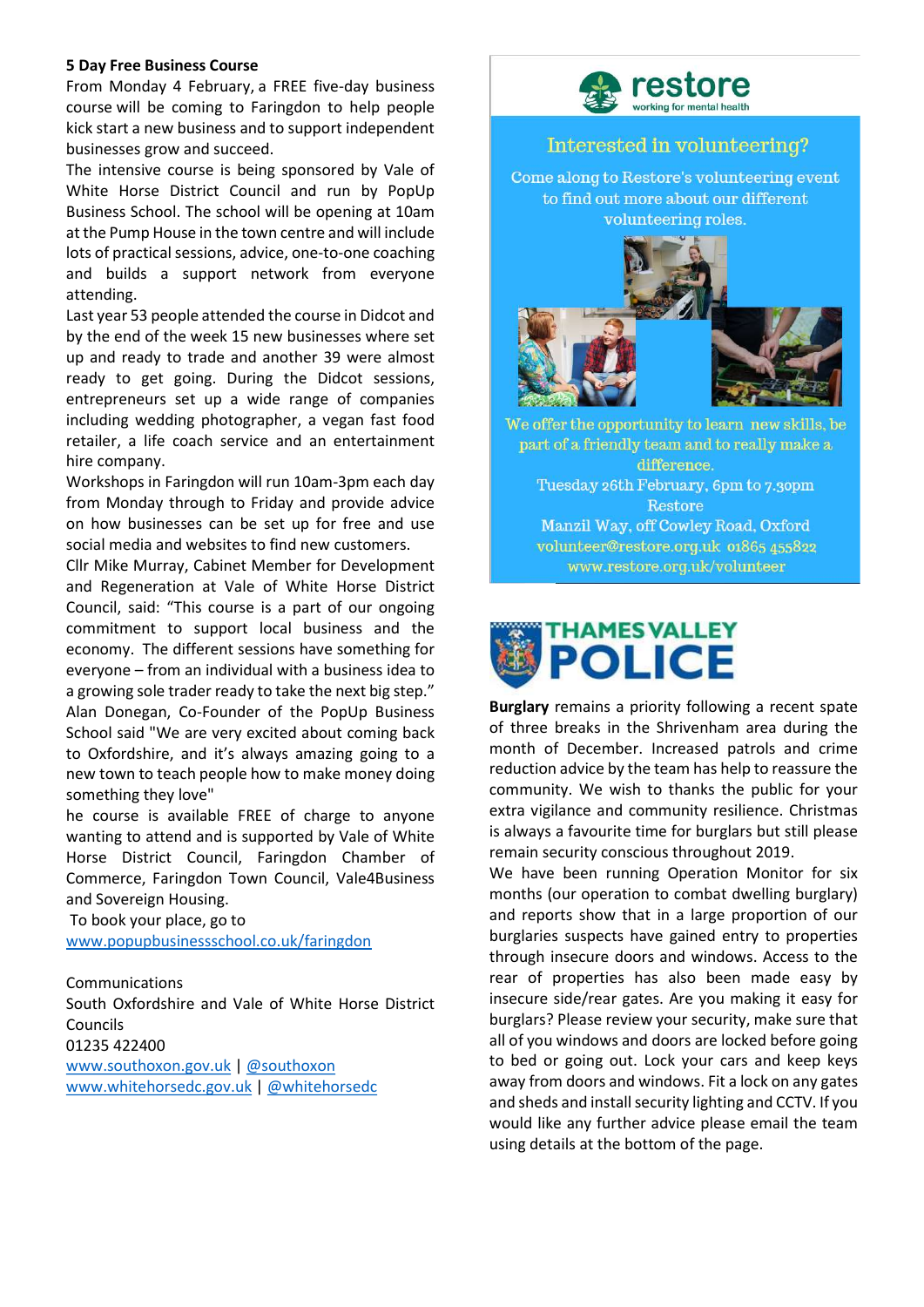**5 Day Free Business Course**

From Monday 4 February, a FREE five-day business course will be coming to Faringdon to help people kick start a new business and to support independent businesses grow and succeed.

The intensive course is being sponsored by Vale of White Horse District Council and run by PopUp Business School. The school will be opening at 10am at the Pump House in the town centre and will include lots of practical sessions, advice, one-to-one coaching and builds a support network from everyone attending.

Last year 53 people attended the course in Didcot and by the end of the week 15 new businesses where set up and ready to trade and another 39 were almost ready to get going. During the Didcot sessions, entrepreneurs set up a wide range of companies including wedding photographer, a vegan fast food retailer, a life coach service and an entertainment hire company.

Workshops in Faringdon will run 10am-3pm each day from Monday through to Friday and provide advice on how businesses can be set up for free and use social media and websites to find new customers.

Cllr Mike Murray, Cabinet Member for Development and Regeneration at Vale of White Horse District Council, said: "This course is a part of our ongoing commitment to support local business and the economy. The different sessions have something for everyone – from an individual with a business idea to a growing sole trader ready to take the next big step."

Alan Donegan, Co-Founder of the PopUp Business School said "We are very excited about coming back to Oxfordshire, and it's always amazing going to a new town to teach people how to make money doing something they love"

he course is available FREE of charge to anyone wanting to attend and is supported by Vale of White Horse District Council, Faringdon Chamber of Commerce, Faringdon Town Council, Vale4Business and Sovereign Housing.

To book your place, go to
www.popupbusinessschool.co.uk/faringdon

Communications
South Oxfordshire and Vale of White Horse District Councils
01235 422400
www.southoxon.gov.uk | @southoxon
www.whitehorsedc.gov.uk | @whitehorsedc

**restore** working for mental health

## Interested in volunteering?

Come along to Restore's volunteering event to find out more about our different volunteering roles.

We offer the opportunity to learn new skills, be part of a friendly team and to really make a difference.

Tuesday 26th February, 6pm to 7.30pm
Restore
Manzil Way, off Cowley Road, Oxford
volunteer@restore.org.uk 01865 455822
www.restore.org.uk/volunteer

**THAMES VALLEY POLICE**

**Burglary** remains a priority following a recent spate of three breaks in the Shrivenham area during the month of December. Increased patrols and crime reduction advice by the team has help to reassure the community. We wish to thanks the public for your extra vigilance and community resilience. Christmas is always a favourite time for burglars but still please remain security conscious throughout 2019.

We have been running Operation Monitor for six months (our operation to combat dwelling burglary) and reports show that in a large proportion of our burglaries suspects have gained entry to properties through insecure doors and windows. Access to the rear of properties has also been made easy by insecure side/rear gates. Are you making it easy for burglars? Please review your security, make sure that all of you windows and doors are locked before going to bed or going out. Lock your cars and keep keys away from doors and windows. Fit a lock on any gates and sheds and install security lighting and CCTV. If you would like any further advice please email the team using details at the bottom of the page.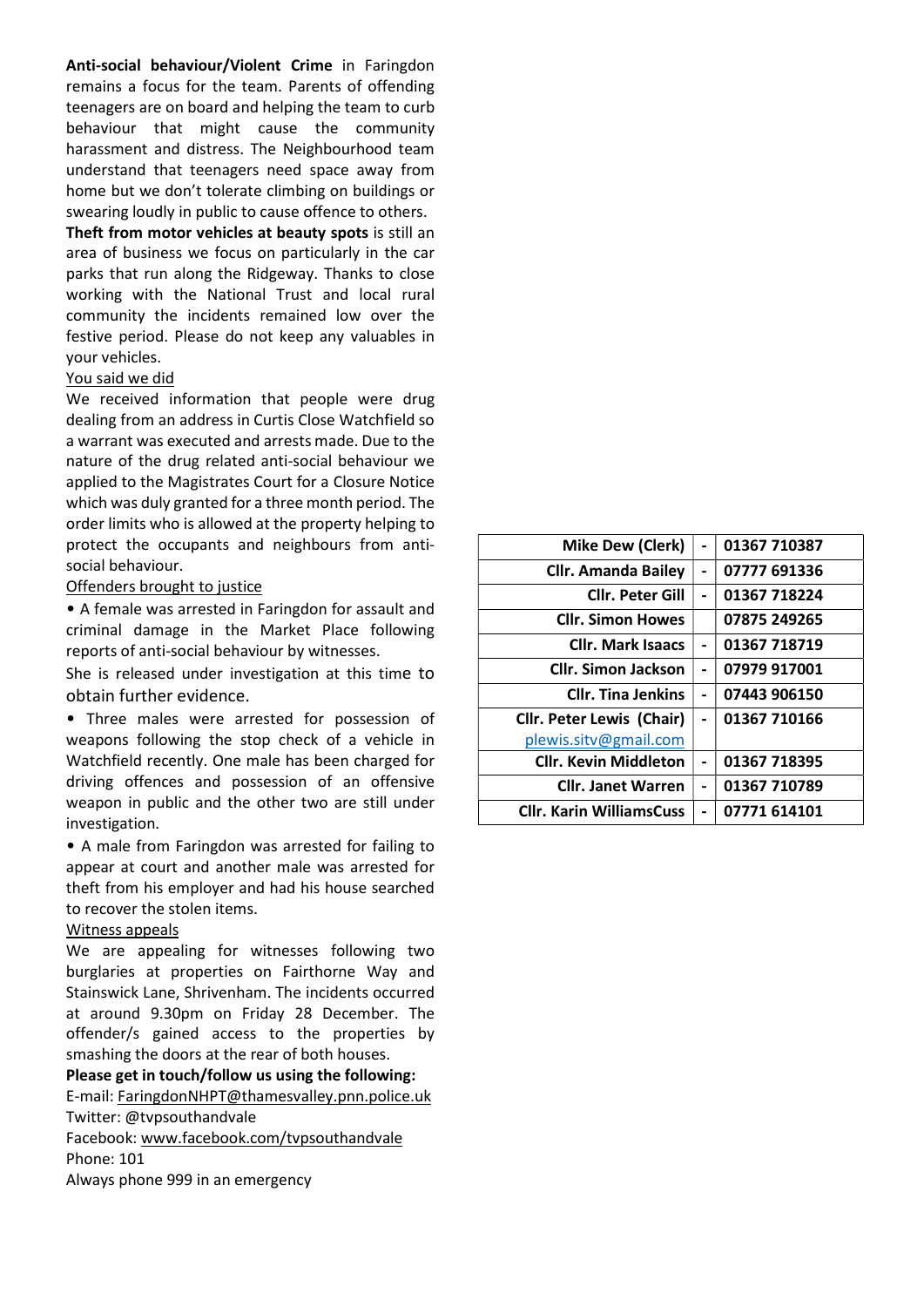**Anti-social behaviour/Violent Crime** in Faringdon remains a focus for the team. Parents of offending teenagers are on board and helping the team to curb behaviour that might cause the community harassment and distress. The Neighbourhood team understand that teenagers need space away from home but we don't tolerate climbing on buildings or swearing loudly in public to cause offence to others.

**Theft from motor vehicles at beauty spots** is still an area of business we focus on particularly in the car parks that run along the Ridgeway. Thanks to close working with the National Trust and local rural community the incidents remained low over the festive period. Please do not keep any valuables in your vehicles.

You said we did

We received information that people were drug dealing from an address in Curtis Close Watchfield so a warrant was executed and arrests made. Due to the nature of the drug related anti-social behaviour we applied to the Magistrates Court for a Closure Notice which was duly granted for a three month period. The order limits who is allowed at the property helping to protect the occupants and neighbours from anti-social behaviour.

Offenders brought to justice

• A female was arrested in Faringdon for assault and criminal damage in the Market Place following reports of anti-social behaviour by witnesses.

She is released under investigation at this time to obtain further evidence.

• Three males were arrested for possession of weapons following the stop check of a vehicle in Watchfield recently. One male has been charged for driving offences and possession of an offensive weapon in public and the other two are still under investigation.

• A male from Faringdon was arrested for failing to appear at court and another male was arrested for theft from his employer and had his house searched to recover the stolen items.

Witness appeals

We are appealing for witnesses following two burglaries at properties on Fairthorne Way and Stainswick Lane, Shrivenham. The incidents occurred at around 9.30pm on Friday 28 December. The offender/s gained access to the properties by smashing the doors at the rear of both houses.

**Please get in touch/follow us using the following:**

E-mail: FaringdonNHPT@thamesvalley.pnn.police.uk

Twitter: @tvpsouthandvale

Facebook: www.facebook.com/tvpsouthandvale

Phone: 101

Always phone 999 in an emergency

| | | |
|---|---|---|
| **Mike Dew (Clerk)** | - | **01367 710387** |
| **Cllr. Amanda Bailey** | - | **07777 691336** |
| **Cllr. Peter Gill** | - | **01367 718224** |
| **Cllr. Simon Howes** | | **07875 249265** |
| **Cllr. Mark Isaacs** | - | **01367 718719** |
| **Cllr. Simon Jackson** | - | **07979 917001** |
| **Cllr. Tina Jenkins** | - | **07443 906150** |
| **Cllr. Peter Lewis (Chair)** plewis.sitv@gmail.com | - | **01367 710166** |
| **Cllr. Kevin Middleton** | - | **01367 718395** |
| **Cllr. Janet Warren** | - | **01367 710789** |
| **Cllr. Karin WilliamsCuss** | - | **07771 614101** |